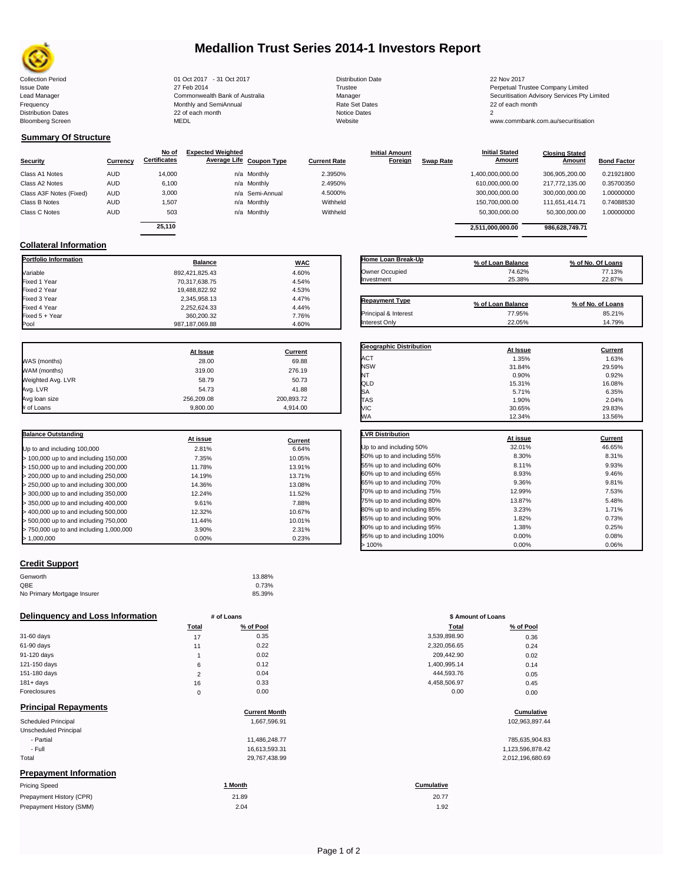# Medallion Trust Series 2014-1 Investors Report

| | | | |
|---|---|---|---|
| Collection Period | 01 Oct 2017 - 31 Oct 2017 | Distribution Date | 22 Nov 2017 |
| Issue Date | 27 Feb 2014 | Trustee | Perpetual Trustee Company Limited |
| Lead Manager | Commonwealth Bank of Australia | Manager | Securitisation Advisory Services Pty Limited |
| Frequency | Monthly and SemiAnnual | Rate Set Dates | 22 of each month |
| Distribution Dates | 22 of each month | Notice Dates | 2 |
| Bloomberg Screen | MEDL | Website | www.commbank.com.au/securitisation |

## Summary Of Structure

| Security | Currency | No of Certificates | Expected Weighted Average Life | Coupon Type | Current Rate | Initial Amount Foreign | Swap Rate | Initial Stated Amount | Closing Stated Amount | Bond Factor |
|---|---|---|---|---|---|---|---|---|---|---|
| Class A1 Notes | AUD | 14,000 | n/a | Monthly | 2.3950% | | | 1,400,000,000.00 | 306,905,200.00 | 0.21921800 |
| Class A2 Notes | AUD | 6,100 | n/a | Monthly | 2.4950% | | | 610,000,000.00 | 217,772,135.00 | 0.35700350 |
| Class A3F Notes (Fixed) | AUD | 3,000 | n/a | Semi-Annual | 4.5000% | | | 300,000,000.00 | 300,000,000.00 | 1.00000000 |
| Class B Notes | AUD | 1,507 | n/a | Monthly | Withheld | | | 150,700,000.00 | 111,651,414.71 | 0.74088530 |
| Class C Notes | AUD | 503 | n/a | Monthly | Withheld | | | 50,300,000.00 | 50,300,000.00 | 1.00000000 |
| | | 25,110 | | | | | | 2,511,000,000.00 | 986,628,749.71 | |

## Collateral Information

| Portfolio Information | Balance | WAC |
|---|---|---|
| Variable | 892,421,825.43 | 4.60% |
| Fixed 1 Year | 70,317,638.75 | 4.54% |
| Fixed 2 Year | 19,488,822.92 | 4.53% |
| Fixed 3 Year | 2,345,958.13 | 4.47% |
| Fixed 4 Year | 2,252,624.33 | 4.44% |
| Fixed 5 + Year | 360,200.32 | 7.76% |
| Pool | 987,187,069.88 | 4.60% |

| Home Loan Break-Up | % of Loan Balance | % of No. Of Loans |
|---|---|---|
| Owner Occupied | 74.62% | 77.13% |
| Investment | 25.38% | 22.87% |

| Repayment Type | % of Loan Balance | % of No. of Loans |
|---|---|---|
| Principal & Interest | 77.95% | 85.21% |
| Interest Only | 22.05% | 14.79% |

| | At Issue | Current |
|---|---|---|
| WAS (months) | 28.00 | 69.88 |
| WAM (months) | 319.00 | 276.19 |
| Weighted Avg. LVR | 58.79 | 50.73 |
| Avg. LVR | 54.73 | 41.88 |
| Avg loan size | 256,209.08 | 200,893.72 |
| # of Loans | 9,800.00 | 4,914.00 |

| Geographic Distribution | At Issue | Current |
|---|---|---|
| ACT | 1.35% | 1.63% |
| NSW | 31.84% | 29.59% |
| NT | 0.90% | 0.92% |
| QLD | 15.31% | 16.08% |
| SA | 5.71% | 6.35% |
| TAS | 1.90% | 2.04% |
| VIC | 30.65% | 29.83% |
| WA | 12.34% | 13.56% |

| Balance Outstanding | At issue | Current |
|---|---|---|
| Up to and including 100,000 | 2.81% | 6.64% |
| > 100,000 up to and including 150,000 | 7.35% | 10.05% |
| > 150,000 up to and including 200,000 | 11.78% | 13.91% |
| > 200,000 up to and including 250,000 | 14.19% | 13.71% |
| > 250,000 up to and including 300,000 | 14.36% | 13.08% |
| > 300,000 up to and including 350,000 | 12.24% | 11.52% |
| > 350,000 up to and including 400,000 | 9.61% | 7.88% |
| > 400,000 up to and including 500,000 | 12.32% | 10.67% |
| > 500,000 up to and including 750,000 | 11.44% | 10.01% |
| > 750,000 up to and including 1,000,000 | 3.90% | 2.31% |
| > 1,000,000 | 0.00% | 0.23% |

| LVR Distribution | At issue | Current |
|---|---|---|
| Up to and including 50% | 32.01% | 46.65% |
| 50% up to and including 55% | 8.30% | 8.31% |
| 55% up to and including 60% | 8.11% | 9.93% |
| 60% up to and including 65% | 8.93% | 9.46% |
| 65% up to and including 70% | 9.36% | 9.81% |
| 70% up to and including 75% | 12.99% | 7.53% |
| 75% up to and including 80% | 13.87% | 5.48% |
| 80% up to and including 85% | 3.23% | 1.71% |
| 85% up to and including 90% | 1.82% | 0.73% |
| 90% up to and including 95% | 1.38% | 0.25% |
| 95% up to and including 100% | 0.00% | 0.08% |
| > 100% | 0.00% | 0.06% |

## Credit Support

| | |
|---|---|
| Genworth | 13.88% |
| QBE | 0.73% |
| No Primary Mortgage Insurer | 85.39% |

## Delinquency and Loss Information

| | # of Loans Total | # of Loans % of Pool | \$ Amount of Loans Total | \$ Amount of Loans % of Pool |
|---|---|---|---|---|
| 31-60 days | 17 | 0.35 | 3,539,898.90 | 0.36 |
| 61-90 days | 11 | 0.22 | 2,320,056.65 | 0.24 |
| 91-120 days | 1 | 0.02 | 209,442.90 | 0.02 |
| 121-150 days | 6 | 0.12 | 1,400,995.14 | 0.14 |
| 151-180 days | 2 | 0.04 | 444,593.76 | 0.05 |
| 181+ days | 16 | 0.33 | 4,458,506.97 | 0.45 |
| Foreclosures | 0 | 0.00 | 0.00 | 0.00 |

## Principal Repayments

| | Current Month | Cumulative |
|---|---|---|
| Scheduled Principal | 1,667,596.91 | 102,963,897.44 |
| Unscheduled Principal | | |
| - Partial | 11,486,248.77 | 785,635,904.83 |
| - Full | 16,613,593.31 | 1,123,596,878.42 |
| Total | 29,767,438.99 | 2,012,196,680.69 |

## Prepayment Information

| Pricing Speed | 1 Month | Cumulative |
|---|---|---|
| Prepayment History (CPR) | 21.89 | 20.77 |
| Prepayment History (SMM) | 2.04 | 1.92 |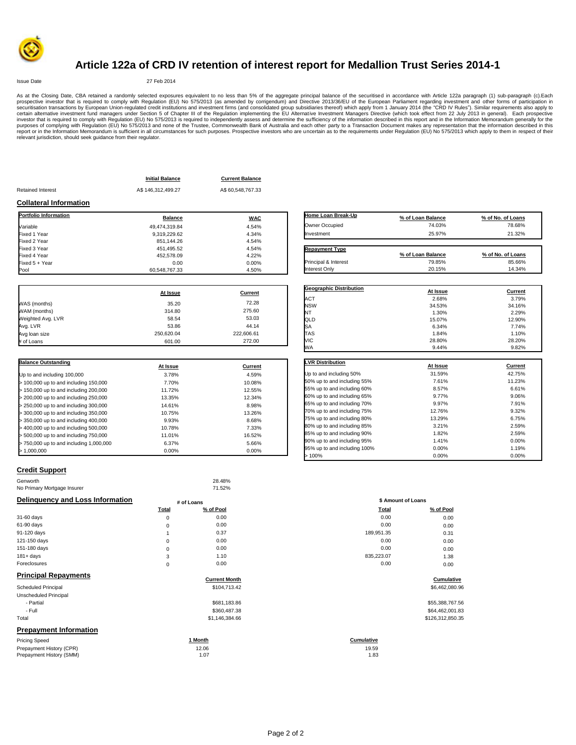# Article 122a of CRD IV retention of interest report for Medallion Trust Series 2014-1

Issue Date 27 Feb 2014

As at the Closing Date, CBA retained a randomly selected exposures equivalent to no less than 5% of the aggregate principal balance of the securitised in accordance with Article 122a paragraph (1) sub-paragraph (c).Each prospective investor that is required to comply with Regulation (EU) No 575/2013 (as amended by corrigendum) and Directive 2013/36/EU of the European Parliament regarding investment and other forms of participation in securitisation transactions by European Union-regulated credit institutions and investment firms (and consolidated group subsidiaries thereof) which apply from 1 January 2014 (the "CRD IV Rules"). Similar requirements also apply to certain alternative investment fund managers under Section 5 of Chapter III of the Regulation implementing the EU Alternative Investment Managers Directive (which took effect from 22 July 2013 in general). Each prospective investor that is required to comply with Regulation (EU) No 575/2013 is required to independently assess and determine the sufficiency of the information described in this report and in the Information Memorandum generally for the purposes of complying with Regulation (EU) No 575/2013 and none of the Trustee, Commonwealth Bank of Australia and each other party to a Transaction Document makes any representation that the information described in this report or in the Information Memorandum is sufficient in all circumstances for such purposes. Prospective investors who are uncertain as to the requirements under Regulation (EU) No 575/2013 which apply to them in respect of their relevant jurisdiction, should seek guidance from their regulator.

| | Initial Balance | Current Balance |
|---|---|---|
| Retained Interest | A$ 146,312,499.27 | A$ 60,548,767.33 |

## Collateral Information

| Portfolio Information | Balance | WAC |
|---|---|---|
| Variable | 49,474,319.84 | 4.54% |
| Fixed 1 Year | 9,319,229.62 | 4.34% |
| Fixed 2 Year | 851,144.26 | 4.54% |
| Fixed 3 Year | 451,495.52 | 4.54% |
| Fixed 4 Year | 452,578.09 | 4.22% |
| Fixed 5 + Year | 0.00 | 0.00% |
| Pool | 60,548,767.33 | 4.50% |

| Home Loan Break-Up | % of Loan Balance | % of No. of Loans |
|---|---|---|
| Owner Occupied | 74.03% | 78.68% |
| Investment | 25.97% | 21.32% |

| Repayment Type | % of Loan Balance | % of No. of Loans |
|---|---|---|
| Principal & Interest | 79.85% | 85.66% |
| Interest Only | 20.15% | 14.34% |

| | At Issue | Current |
|---|---|---|
| WAS (months) | 35.20 | 72.28 |
| WAM (months) | 314.80 | 275.60 |
| Weighted Avg. LVR | 58.54 | 53.03 |
| Avg. LVR | 53.86 | 44.14 |
| Avg loan size | 250,620.04 | 222,606.61 |
| # of Loans | 601.00 | 272.00 |

| Geographic Distribution | At Issue | Current |
|---|---|---|
| ACT | 2.68% | 3.79% |
| NSW | 34.53% | 34.16% |
| NT | 1.30% | 2.29% |
| QLD | 15.07% | 12.90% |
| SA | 6.34% | 7.74% |
| TAS | 1.84% | 1.10% |
| VIC | 28.80% | 28.20% |
| WA | 9.44% | 9.82% |

| Balance Outstanding | At Issue | Current |
|---|---|---|
| Up to and including 100,000 | 3.78% | 4.59% |
| > 100,000 up to and including 150,000 | 7.70% | 10.08% |
| > 150,000 up to and including 200,000 | 11.72% | 12.55% |
| > 200,000 up to and including 250,000 | 13.35% | 12.34% |
| > 250,000 up to and including 300,000 | 14.61% | 8.98% |
| > 300,000 up to and including 350,000 | 10.75% | 13.26% |
| > 350,000 up to and including 400,000 | 9.93% | 8.68% |
| > 400,000 up to and including 500,000 | 10.78% | 7.33% |
| > 500,000 up to and including 750,000 | 11.01% | 16.52% |
| > 750,000 up to and including 1,000,000 | 6.37% | 5.66% |
| > 1,000,000 | 0.00% | 0.00% |

| LVR Distribution | At Issue | Current |
|---|---|---|
| Up to and including 50% | 31.59% | 42.75% |
| 50% up to and including 55% | 7.61% | 11.23% |
| 55% up to and including 60% | 8.57% | 6.61% |
| 60% up to and including 65% | 9.77% | 9.06% |
| 65% up to and including 70% | 9.97% | 7.91% |
| 70% up to and including 75% | 12.76% | 9.32% |
| 75% up to and including 80% | 13.29% | 6.75% |
| 80% up to and including 85% | 3.21% | 2.59% |
| 85% up to and including 90% | 1.82% | 2.59% |
| 90% up to and including 95% | 1.41% | 0.00% |
| 95% up to and including 100% | 0.00% | 1.19% |
| > 100% | 0.00% | 0.00% |

## Credit Support

| | |
|---|---|
| Genworth | 28.48% |
| No Primary Mortgage Insurer | 71.52% |

## Delinquency and Loss Information

| | # of Loans | | $ Amount of Loans | |
|---|---|---|---|---|
| | Total | % of Pool | Total | % of Pool |
| 31-60 days | 0 | 0.00 | 0.00 | 0.00 |
| 61-90 days | 0 | 0.00 | 0.00 | 0.00 |
| 91-120 days | 1 | 0.37 | 189,951.35 | 0.31 |
| 121-150 days | 0 | 0.00 | 0.00 | 0.00 |
| 151-180 days | 0 | 0.00 | 0.00 | 0.00 |
| 181+ days | 3 | 1.10 | 835,223.07 | 1.38 |
| Foreclosures | 0 | 0.00 | 0.00 | 0.00 |

## Principal Repayments

| | Current Month | Cumulative |
|---|---|---|
| Scheduled Principal | $104,713.42 | $6,462,080.96 |
| Unscheduled Principal | | |
| - Partial | $681,183.86 | $55,388,767.56 |
| - Full | $360,487.38 | $64,462,001.83 |
| Total | $1,146,384.66 | $126,312,850.35 |

## Prepayment Information

| Pricing Speed | 1 Month | Cumulative |
|---|---|---|
| Prepayment History (CPR) | 12.06 | 19.59 |
| Prepayment History (SMM) | 1.07 | 1.83 |